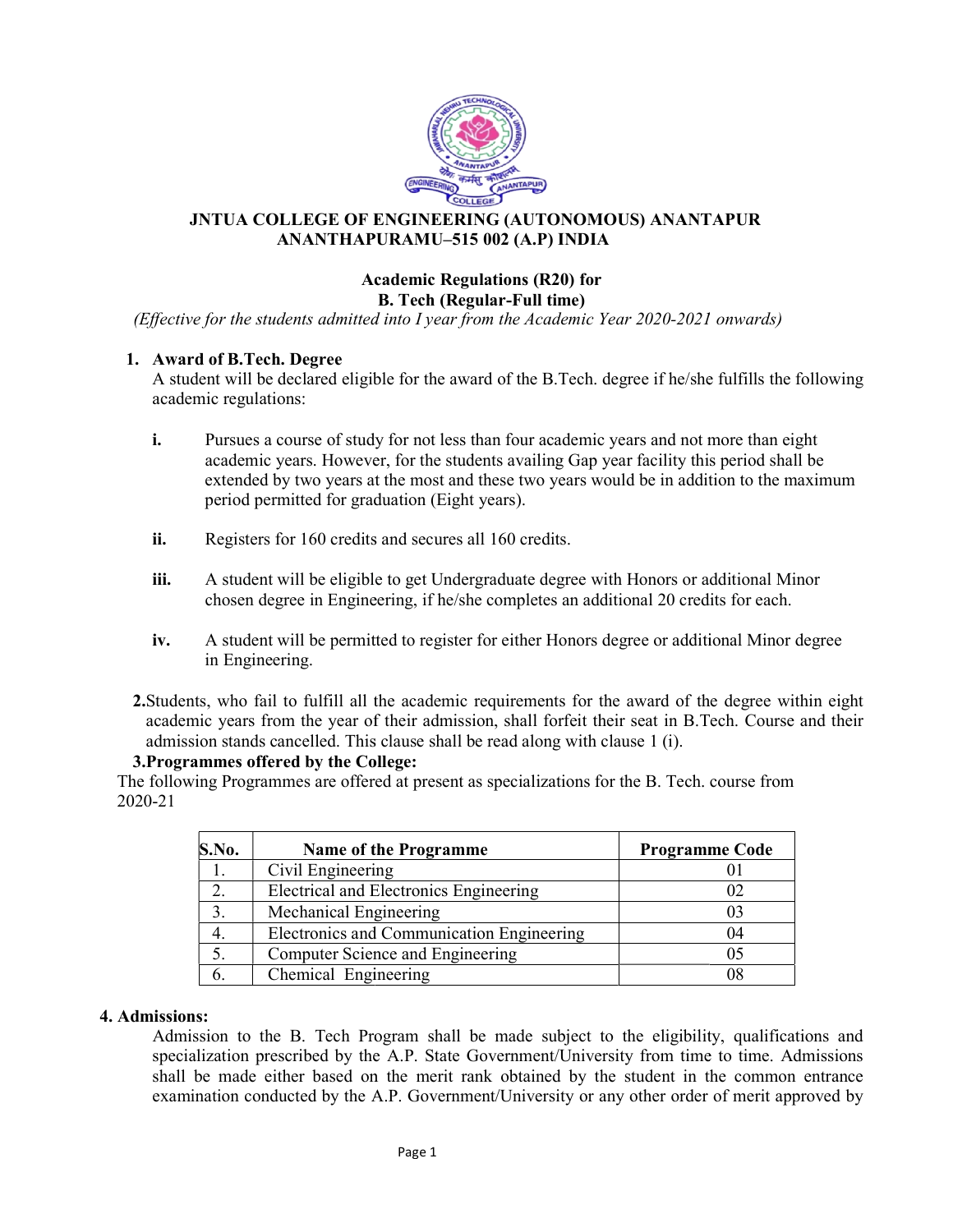# JNTUA COLLEGE OF ENGINEERING (AUTONOMOUS) ANANTAPUR
## ANANTHAPURAMU–515 002 (A.P) INDIA

## Academic Regulations (R20) for
## B. Tech (Regular-Full time)

*(Effective for the students admitted into I year from the Academic Year 2020-2021 onwards)*

**1. Award of B.Tech. Degree**

A student will be declared eligible for the award of the B.Tech. degree if he/she fulfills the following academic regulations:

- **i.** Pursues a course of study for not less than four academic years and not more than eight academic years. However, for the students availing Gap year facility this period shall be extended by two years at the most and these two years would be in addition to the maximum period permitted for graduation (Eight years).
- **ii.** Registers for 160 credits and secures all 160 credits.
- **iii.** A student will be eligible to get Undergraduate degree with Honors or additional Minor chosen degree in Engineering, if he/she completes an additional 20 credits for each.
- **iv.** A student will be permitted to register for either Honors degree or additional Minor degree in Engineering.

**2.** Students, who fail to fulfill all the academic requirements for the award of the degree within eight academic years from the year of their admission, shall forfeit their seat in B.Tech. Course and their admission stands cancelled. This clause shall be read along with clause 1 (i).

**3. Programmes offered by the College:**

The following Programmes are offered at present as specializations for the B. Tech. course from 2020-21

| S.No. | Name of the Programme | Programme Code |
|---|---|---|
| 1. | Civil Engineering | 01 |
| 2. | Electrical and Electronics Engineering | 02 |
| 3. | Mechanical Engineering | 03 |
| 4. | Electronics and Communication Engineering | 04 |
| 5. | Computer Science and Engineering | 05 |
| 6. | Chemical Engineering | 08 |

**4. Admissions:**

Admission to the B. Tech Program shall be made subject to the eligibility, qualifications and specialization prescribed by the A.P. State Government/University from time to time. Admissions shall be made either based on the merit rank obtained by the student in the common entrance examination conducted by the A.P. Government/University or any other order of merit approved by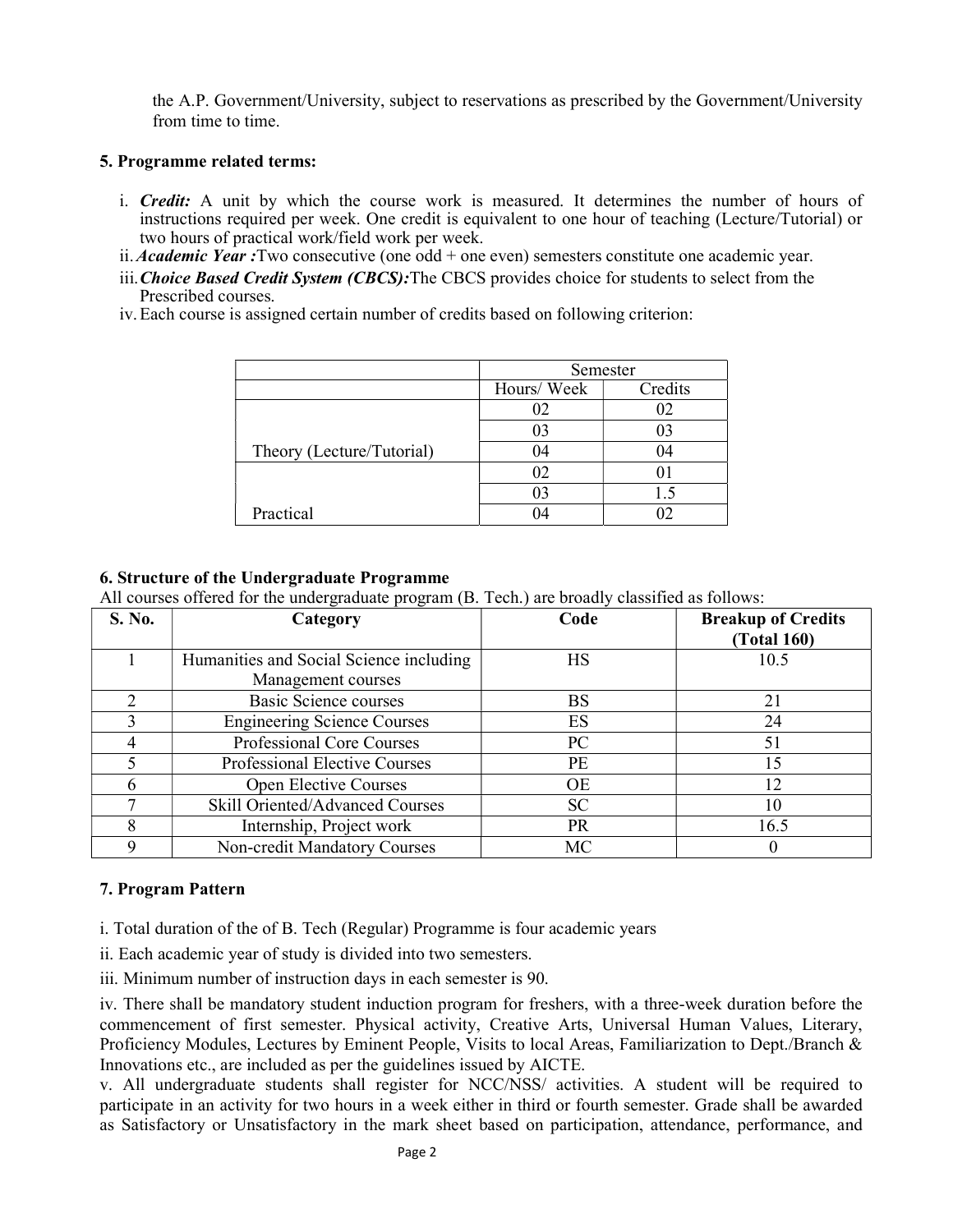the A.P. Government/University, subject to reservations as prescribed by the Government/University from time to time.

**5. Programme related terms:**

i. ***Credit:*** A unit by which the course work is measured. It determines the number of hours of instructions required per week. One credit is equivalent to one hour of teaching (Lecture/Tutorial) or two hours of practical work/field work per week.

ii. ***Academic Year :***Two consecutive (one odd + one even) semesters constitute one academic year.

iii. ***Choice Based Credit System (CBCS):***The CBCS provides choice for students to select from the Prescribed courses.

iv. Each course is assigned certain number of credits based on following criterion:

| | Semester | |
|---|---|---|
| | Hours/ Week | Credits |
| | 02 | 02 |
| | 03 | 03 |
| Theory (Lecture/Tutorial) | 04 | 04 |
| | 02 | 01 |
| | 03 | 1.5 |
| Practical | 04 | 02 |

**6. Structure of the Undergraduate Programme**

All courses offered for the undergraduate program (B. Tech.) are broadly classified as follows:

| S. No. | Category | Code | Breakup of Credits (Total 160) |
|---|---|---|---|
| 1 | Humanities and Social Science including Management courses | HS | 10.5 |
| 2 | Basic Science courses | BS | 21 |
| 3 | Engineering Science Courses | ES | 24 |
| 4 | Professional Core Courses | PC | 51 |
| 5 | Professional Elective Courses | PE | 15 |
| 6 | Open Elective Courses | OE | 12 |
| 7 | Skill Oriented/Advanced Courses | SC | 10 |
| 8 | Internship, Project work | PR | 16.5 |
| 9 | Non-credit Mandatory Courses | MC | 0 |

**7. Program Pattern**

i. Total duration of the of B. Tech (Regular) Programme is four academic years

ii. Each academic year of study is divided into two semesters.

iii. Minimum number of instruction days in each semester is 90.

iv. There shall be mandatory student induction program for freshers, with a three-week duration before the commencement of first semester. Physical activity, Creative Arts, Universal Human Values, Literary, Proficiency Modules, Lectures by Eminent People, Visits to local Areas, Familiarization to Dept./Branch & Innovations etc., are included as per the guidelines issued by AICTE.

v. All undergraduate students shall register for NCC/NSS/ activities. A student will be required to participate in an activity for two hours in a week either in third or fourth semester. Grade shall be awarded as Satisfactory or Unsatisfactory in the mark sheet based on participation, attendance, performance, and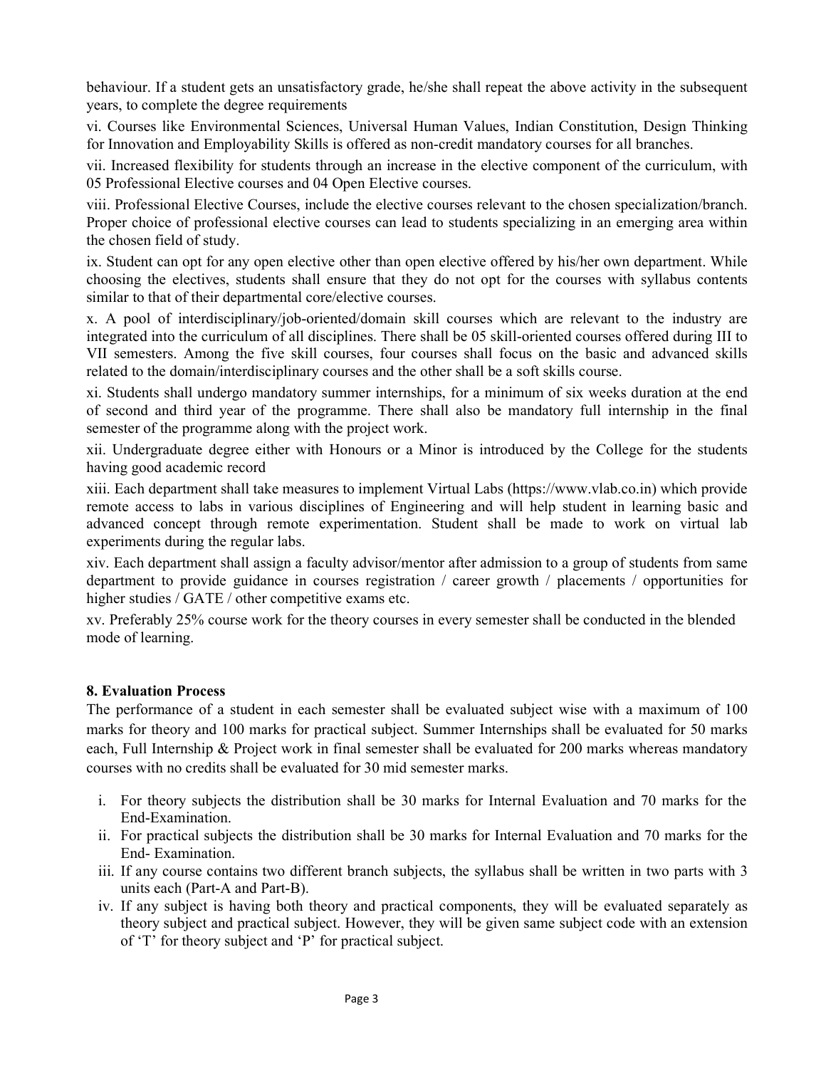behaviour. If a student gets an unsatisfactory grade, he/she shall repeat the above activity in the subsequent years, to complete the degree requirements

vi. Courses like Environmental Sciences, Universal Human Values, Indian Constitution, Design Thinking for Innovation and Employability Skills is offered as non-credit mandatory courses for all branches.

vii. Increased flexibility for students through an increase in the elective component of the curriculum, with 05 Professional Elective courses and 04 Open Elective courses.

viii. Professional Elective Courses, include the elective courses relevant to the chosen specialization/branch. Proper choice of professional elective courses can lead to students specializing in an emerging area within the chosen field of study.

ix. Student can opt for any open elective other than open elective offered by his/her own department. While choosing the electives, students shall ensure that they do not opt for the courses with syllabus contents similar to that of their departmental core/elective courses.

x. A pool of interdisciplinary/job-oriented/domain skill courses which are relevant to the industry are integrated into the curriculum of all disciplines. There shall be 05 skill-oriented courses offered during III to VII semesters. Among the five skill courses, four courses shall focus on the basic and advanced skills related to the domain/interdisciplinary courses and the other shall be a soft skills course.

xi. Students shall undergo mandatory summer internships, for a minimum of six weeks duration at the end of second and third year of the programme. There shall also be mandatory full internship in the final semester of the programme along with the project work.

xii. Undergraduate degree either with Honours or a Minor is introduced by the College for the students having good academic record

xiii. Each department shall take measures to implement Virtual Labs (https://www.vlab.co.in) which provide remote access to labs in various disciplines of Engineering and will help student in learning basic and advanced concept through remote experimentation. Student shall be made to work on virtual lab experiments during the regular labs.

xiv. Each department shall assign a faculty advisor/mentor after admission to a group of students from same department to provide guidance in courses registration / career growth / placements / opportunities for higher studies / GATE / other competitive exams etc.

xv. Preferably 25% course work for the theory courses in every semester shall be conducted in the blended mode of learning.

### 8. Evaluation Process

The performance of a student in each semester shall be evaluated subject wise with a maximum of 100 marks for theory and 100 marks for practical subject. Summer Internships shall be evaluated for 50 marks each, Full Internship & Project work in final semester shall be evaluated for 200 marks whereas mandatory courses with no credits shall be evaluated for 30 mid semester marks.

i. For theory subjects the distribution shall be 30 marks for Internal Evaluation and 70 marks for the End-Examination.
ii. For practical subjects the distribution shall be 30 marks for Internal Evaluation and 70 marks for the End- Examination.
iii. If any course contains two different branch subjects, the syllabus shall be written in two parts with 3 units each (Part-A and Part-B).
iv. If any subject is having both theory and practical components, they will be evaluated separately as theory subject and practical subject. However, they will be given same subject code with an extension of 'T' for theory subject and 'P' for practical subject.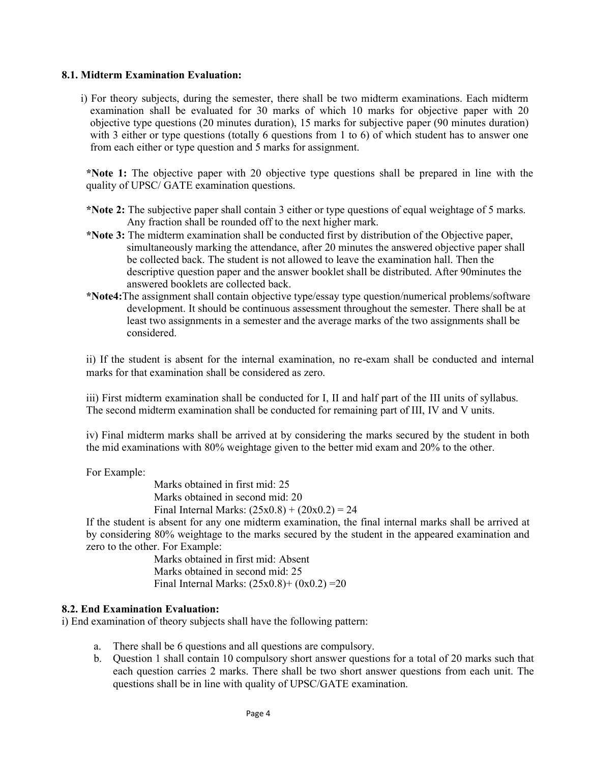### 8.1. Midterm Examination Evaluation:

i) For theory subjects, during the semester, there shall be two midterm examinations. Each midterm examination shall be evaluated for 30 marks of which 10 marks for objective paper with 20 objective type questions (20 minutes duration), 15 marks for subjective paper (90 minutes duration) with 3 either or type questions (totally 6 questions from 1 to 6) of which student has to answer one from each either or type question and 5 marks for assignment.

**\*Note 1:** The objective paper with 20 objective type questions shall be prepared in line with the quality of UPSC/ GATE examination questions.

**\*Note 2:** The subjective paper shall contain 3 either or type questions of equal weightage of 5 marks. Any fraction shall be rounded off to the next higher mark.

**\*Note 3:** The midterm examination shall be conducted first by distribution of the Objective paper, simultaneously marking the attendance, after 20 minutes the answered objective paper shall be collected back. The student is not allowed to leave the examination hall. Then the descriptive question paper and the answer booklet shall be distributed. After 90minutes the answered booklets are collected back.

**\*Note4:** The assignment shall contain objective type/essay type question/numerical problems/software development. It should be continuous assessment throughout the semester. There shall be at least two assignments in a semester and the average marks of the two assignments shall be considered.

ii) If the student is absent for the internal examination, no re-exam shall be conducted and internal marks for that examination shall be considered as zero.

iii) First midterm examination shall be conducted for I, II and half part of the III units of syllabus. The second midterm examination shall be conducted for remaining part of III, IV and V units.

iv) Final midterm marks shall be arrived at by considering the marks secured by the student in both the mid examinations with 80% weightage given to the better mid exam and 20% to the other.

For Example:

Marks obtained in first mid: 25
Marks obtained in second mid: 20
Final Internal Marks: $(25x0.8) + (20x0.2) = 24$

If the student is absent for any one midterm examination, the final internal marks shall be arrived at by considering 80% weightage to the marks secured by the student in the appeared examination and zero to the other. For Example:

Marks obtained in first mid: Absent
Marks obtained in second mid: 25
Final Internal Marks: $(25x0.8) + (0x0.2) = 20$

### 8.2. End Examination Evaluation:

i) End examination of theory subjects shall have the following pattern:

a. There shall be 6 questions and all questions are compulsory.
b. Question 1 shall contain 10 compulsory short answer questions for a total of 20 marks such that each question carries 2 marks. There shall be two short answer questions from each unit. The questions shall be in line with quality of UPSC/GATE examination.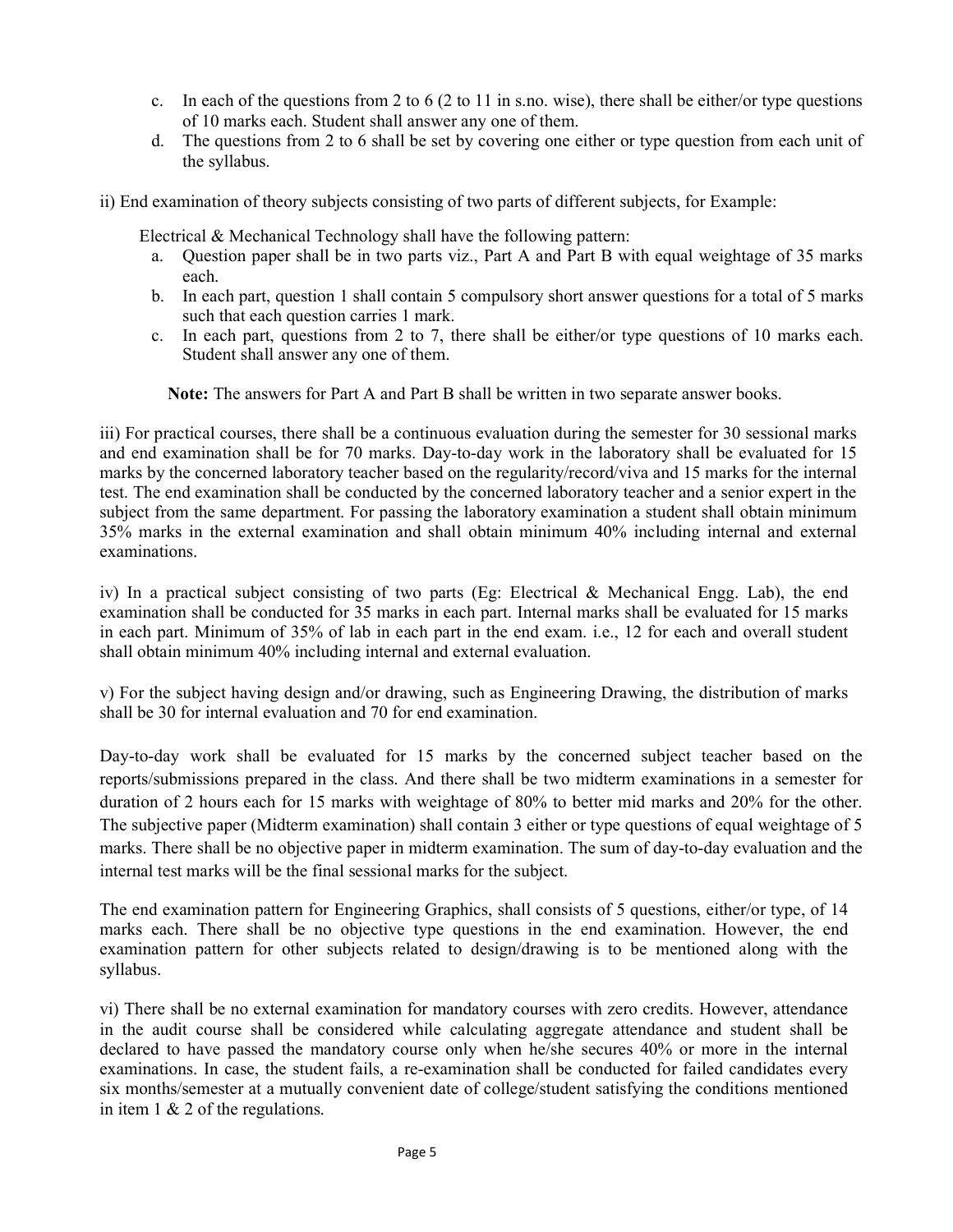c. In each of the questions from 2 to 6 (2 to 11 in s.no. wise), there shall be either/or type questions of 10 marks each. Student shall answer any one of them.
d. The questions from 2 to 6 shall be set by covering one either or type question from each unit of the syllabus.

ii) End examination of theory subjects consisting of two parts of different subjects, for Example:

Electrical & Mechanical Technology shall have the following pattern:

a. Question paper shall be in two parts viz., Part A and Part B with equal weightage of 35 marks each.
b. In each part, question 1 shall contain 5 compulsory short answer questions for a total of 5 marks such that each question carries 1 mark.
c. In each part, questions from 2 to 7, there shall be either/or type questions of 10 marks each. Student shall answer any one of them.

**Note:** The answers for Part A and Part B shall be written in two separate answer books.

iii) For practical courses, there shall be a continuous evaluation during the semester for 30 sessional marks and end examination shall be for 70 marks. Day-to-day work in the laboratory shall be evaluated for 15 marks by the concerned laboratory teacher based on the regularity/record/viva and 15 marks for the internal test. The end examination shall be conducted by the concerned laboratory teacher and a senior expert in the subject from the same department. For passing the laboratory examination a student shall obtain minimum 35% marks in the external examination and shall obtain minimum 40% including internal and external examinations.

iv) In a practical subject consisting of two parts (Eg: Electrical & Mechanical Engg. Lab), the end examination shall be conducted for 35 marks in each part. Internal marks shall be evaluated for 15 marks in each part. Minimum of 35% of lab in each part in the end exam. i.e., 12 for each and overall student shall obtain minimum 40% including internal and external evaluation.

v) For the subject having design and/or drawing, such as Engineering Drawing, the distribution of marks shall be 30 for internal evaluation and 70 for end examination.

Day-to-day work shall be evaluated for 15 marks by the concerned subject teacher based on the reports/submissions prepared in the class. And there shall be two midterm examinations in a semester for duration of 2 hours each for 15 marks with weightage of 80% to better mid marks and 20% for the other. The subjective paper (Midterm examination) shall contain 3 either or type questions of equal weightage of 5 marks. There shall be no objective paper in midterm examination. The sum of day-to-day evaluation and the internal test marks will be the final sessional marks for the subject.

The end examination pattern for Engineering Graphics, shall consists of 5 questions, either/or type, of 14 marks each. There shall be no objective type questions in the end examination. However, the end examination pattern for other subjects related to design/drawing is to be mentioned along with the syllabus.

vi) There shall be no external examination for mandatory courses with zero credits. However, attendance in the audit course shall be considered while calculating aggregate attendance and student shall be declared to have passed the mandatory course only when he/she secures 40% or more in the internal examinations. In case, the student fails, a re-examination shall be conducted for failed candidates every six months/semester at a mutually convenient date of college/student satisfying the conditions mentioned in item 1 & 2 of the regulations.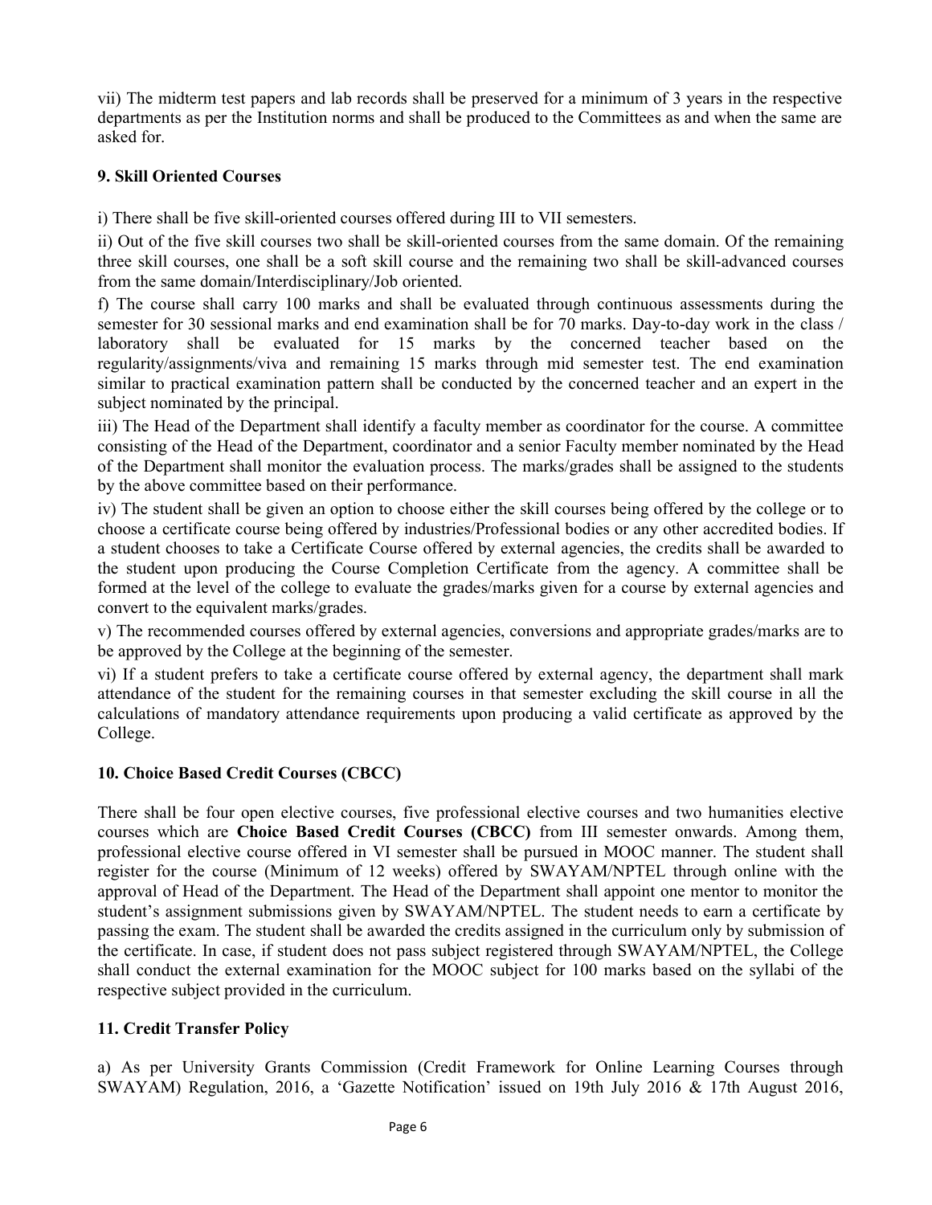vii) The midterm test papers and lab records shall be preserved for a minimum of 3 years in the respective departments as per the Institution norms and shall be produced to the Committees as and when the same are asked for.

### 9. Skill Oriented Courses

i) There shall be five skill-oriented courses offered during III to VII semesters.

ii) Out of the five skill courses two shall be skill-oriented courses from the same domain. Of the remaining three skill courses, one shall be a soft skill course and the remaining two shall be skill-advanced courses from the same domain/Interdisciplinary/Job oriented.

f) The course shall carry 100 marks and shall be evaluated through continuous assessments during the semester for 30 sessional marks and end examination shall be for 70 marks. Day-to-day work in the class / laboratory shall be evaluated for 15 marks by the concerned teacher based on the regularity/assignments/viva and remaining 15 marks through mid semester test. The end examination similar to practical examination pattern shall be conducted by the concerned teacher and an expert in the subject nominated by the principal.

iii) The Head of the Department shall identify a faculty member as coordinator for the course. A committee consisting of the Head of the Department, coordinator and a senior Faculty member nominated by the Head of the Department shall monitor the evaluation process. The marks/grades shall be assigned to the students by the above committee based on their performance.

iv) The student shall be given an option to choose either the skill courses being offered by the college or to choose a certificate course being offered by industries/Professional bodies or any other accredited bodies. If a student chooses to take a Certificate Course offered by external agencies, the credits shall be awarded to the student upon producing the Course Completion Certificate from the agency. A committee shall be formed at the level of the college to evaluate the grades/marks given for a course by external agencies and convert to the equivalent marks/grades.

v) The recommended courses offered by external agencies, conversions and appropriate grades/marks are to be approved by the College at the beginning of the semester.

vi) If a student prefers to take a certificate course offered by external agency, the department shall mark attendance of the student for the remaining courses in that semester excluding the skill course in all the calculations of mandatory attendance requirements upon producing a valid certificate as approved by the College.

### 10. Choice Based Credit Courses (CBCC)

There shall be four open elective courses, five professional elective courses and two humanities elective courses which are **Choice Based Credit Courses (CBCC)** from III semester onwards. Among them, professional elective course offered in VI semester shall be pursued in MOOC manner. The student shall register for the course (Minimum of 12 weeks) offered by SWAYAM/NPTEL through online with the approval of Head of the Department. The Head of the Department shall appoint one mentor to monitor the student's assignment submissions given by SWAYAM/NPTEL. The student needs to earn a certificate by passing the exam. The student shall be awarded the credits assigned in the curriculum only by submission of the certificate. In case, if student does not pass subject registered through SWAYAM/NPTEL, the College shall conduct the external examination for the MOOC subject for 100 marks based on the syllabi of the respective subject provided in the curriculum.

### 11. Credit Transfer Policy

a) As per University Grants Commission (Credit Framework for Online Learning Courses through SWAYAM) Regulation, 2016, a 'Gazette Notification' issued on 19th July 2016 & 17th August 2016,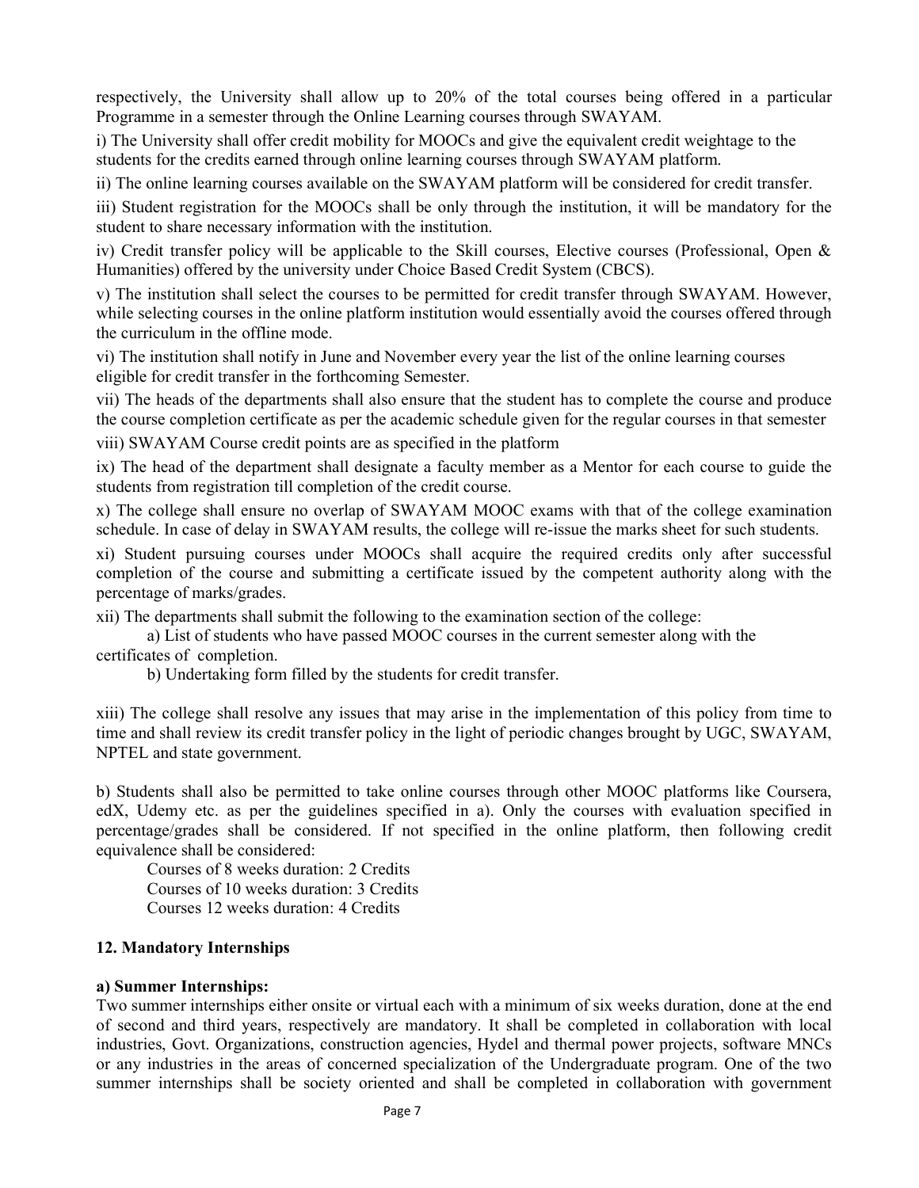respectively, the University shall allow up to 20% of the total courses being offered in a particular Programme in a semester through the Online Learning courses through SWAYAM.

i) The University shall offer credit mobility for MOOCs and give the equivalent credit weightage to the students for the credits earned through online learning courses through SWAYAM platform.

ii) The online learning courses available on the SWAYAM platform will be considered for credit transfer.

iii) Student registration for the MOOCs shall be only through the institution, it will be mandatory for the student to share necessary information with the institution.

iv) Credit transfer policy will be applicable to the Skill courses, Elective courses (Professional, Open & Humanities) offered by the university under Choice Based Credit System (CBCS).

v) The institution shall select the courses to be permitted for credit transfer through SWAYAM. However, while selecting courses in the online platform institution would essentially avoid the courses offered through the curriculum in the offline mode.

vi) The institution shall notify in June and November every year the list of the online learning courses eligible for credit transfer in the forthcoming Semester.

vii) The heads of the departments shall also ensure that the student has to complete the course and produce the course completion certificate as per the academic schedule given for the regular courses in that semester

viii) SWAYAM Course credit points are as specified in the platform

ix) The head of the department shall designate a faculty member as a Mentor for each course to guide the students from registration till completion of the credit course.

x) The college shall ensure no overlap of SWAYAM MOOC exams with that of the college examination schedule. In case of delay in SWAYAM results, the college will re-issue the marks sheet for such students.

xi) Student pursuing courses under MOOCs shall acquire the required credits only after successful completion of the course and submitting a certificate issued by the competent authority along with the percentage of marks/grades.

xii) The departments shall submit the following to the examination section of the college:

a) List of students who have passed MOOC courses in the current semester along with the certificates of completion.

b) Undertaking form filled by the students for credit transfer.

xiii) The college shall resolve any issues that may arise in the implementation of this policy from time to time and shall review its credit transfer policy in the light of periodic changes brought by UGC, SWAYAM, NPTEL and state government.

b) Students shall also be permitted to take online courses through other MOOC platforms like Coursera, edX, Udemy etc. as per the guidelines specified in a). Only the courses with evaluation specified in percentage/grades shall be considered. If not specified in the online platform, then following credit equivalence shall be considered:

Courses of 8 weeks duration: 2 Credits
Courses of 10 weeks duration: 3 Credits
Courses 12 weeks duration: 4 Credits

### 12. Mandatory Internships

**a) Summer Internships:**

Two summer internships either onsite or virtual each with a minimum of six weeks duration, done at the end of second and third years, respectively are mandatory. It shall be completed in collaboration with local industries, Govt. Organizations, construction agencies, Hydel and thermal power projects, software MNCs or any industries in the areas of concerned specialization of the Undergraduate program. One of the two summer internships shall be society oriented and shall be completed in collaboration with government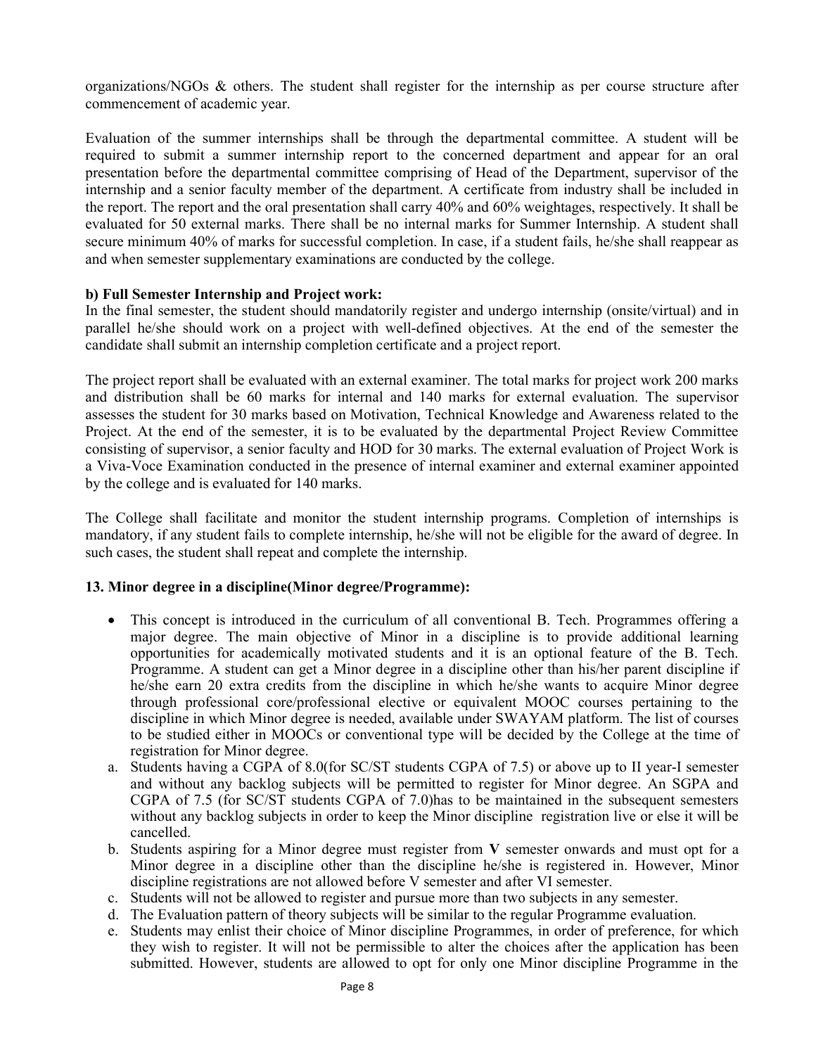organizations/NGOs & others. The student shall register for the internship as per course structure after commencement of academic year.

Evaluation of the summer internships shall be through the departmental committee. A student will be required to submit a summer internship report to the concerned department and appear for an oral presentation before the departmental committee comprising of Head of the Department, supervisor of the internship and a senior faculty member of the department. A certificate from industry shall be included in the report. The report and the oral presentation shall carry 40% and 60% weightages, respectively. It shall be evaluated for 50 external marks. There shall be no internal marks for Summer Internship. A student shall secure minimum 40% of marks for successful completion. In case, if a student fails, he/she shall reappear as and when semester supplementary examinations are conducted by the college.

**b) Full Semester Internship and Project work:**

In the final semester, the student should mandatorily register and undergo internship (onsite/virtual) and in parallel he/she should work on a project with well-defined objectives. At the end of the semester the candidate shall submit an internship completion certificate and a project report.

The project report shall be evaluated with an external examiner. The total marks for project work 200 marks and distribution shall be 60 marks for internal and 140 marks for external evaluation. The supervisor assesses the student for 30 marks based on Motivation, Technical Knowledge and Awareness related to the Project. At the end of the semester, it is to be evaluated by the departmental Project Review Committee consisting of supervisor, a senior faculty and HOD for 30 marks. The external evaluation of Project Work is a Viva-Voce Examination conducted in the presence of internal examiner and external examiner appointed by the college and is evaluated for 140 marks.

The College shall facilitate and monitor the student internship programs. Completion of internships is mandatory, if any student fails to complete internship, he/she will not be eligible for the award of degree. In such cases, the student shall repeat and complete the internship.

**13. Minor degree in a discipline(Minor degree/Programme):**

- This concept is introduced in the curriculum of all conventional B. Tech. Programmes offering a major degree. The main objective of Minor in a discipline is to provide additional learning opportunities for academically motivated students and it is an optional feature of the B. Tech. Programme. A student can get a Minor degree in a discipline other than his/her parent discipline if he/she earn 20 extra credits from the discipline in which he/she wants to acquire Minor degree through professional core/professional elective or equivalent MOOC courses pertaining to the discipline in which Minor degree is needed, available under SWAYAM platform. The list of courses to be studied either in MOOCs or conventional type will be decided by the College at the time of registration for Minor degree.

a. Students having a CGPA of 8.0(for SC/ST students CGPA of 7.5) or above up to II year-I semester and without any backlog subjects will be permitted to register for Minor degree. An SGPA and CGPA of 7.5 (for SC/ST students CGPA of 7.0)has to be maintained in the subsequent semesters without any backlog subjects in order to keep the Minor discipline registration live or else it will be cancelled.
b. Students aspiring for a Minor degree must register from **V** semester onwards and must opt for a Minor degree in a discipline other than the discipline he/she is registered in. However, Minor discipline registrations are not allowed before V semester and after VI semester.
c. Students will not be allowed to register and pursue more than two subjects in any semester.
d. The Evaluation pattern of theory subjects will be similar to the regular Programme evaluation.
e. Students may enlist their choice of Minor discipline Programmes, in order of preference, for which they wish to register. It will not be permissible to alter the choices after the application has been submitted. However, students are allowed to opt for only one Minor discipline Programme in the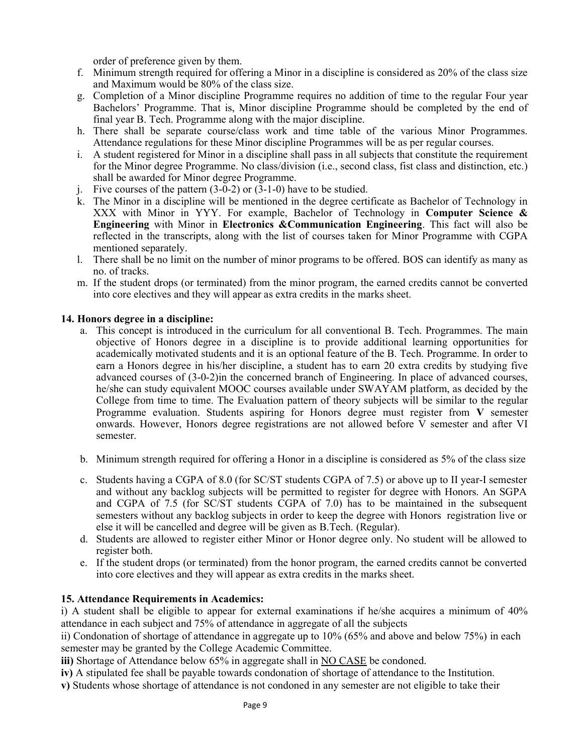order of preference given by them.

f. Minimum strength required for offering a Minor in a discipline is considered as 20% of the class size and Maximum would be 80% of the class size.
g. Completion of a Minor discipline Programme requires no addition of time to the regular Four year Bachelors' Programme. That is, Minor discipline Programme should be completed by the end of final year B. Tech. Programme along with the major discipline.
h. There shall be separate course/class work and time table of the various Minor Programmes. Attendance regulations for these Minor discipline Programmes will be as per regular courses.
i. A student registered for Minor in a discipline shall pass in all subjects that constitute the requirement for the Minor degree Programme. No class/division (i.e., second class, fist class and distinction, etc.) shall be awarded for Minor degree Programme.
j. Five courses of the pattern (3-0-2) or (3-1-0) have to be studied.
k. The Minor in a discipline will be mentioned in the degree certificate as Bachelor of Technology in XXX with Minor in YYY. For example, Bachelor of Technology in **Computer Science & Engineering** with Minor in **Electronics &Communication Engineering**. This fact will also be reflected in the transcripts, along with the list of courses taken for Minor Programme with CGPA mentioned separately.
l. There shall be no limit on the number of minor programs to be offered. BOS can identify as many as no. of tracks.
m. If the student drops (or terminated) from the minor program, the earned credits cannot be converted into core electives and they will appear as extra credits in the marks sheet.

### 14. Honors degree in a discipline:

a. This concept is introduced in the curriculum for all conventional B. Tech. Programmes. The main objective of Honors degree in a discipline is to provide additional learning opportunities for academically motivated students and it is an optional feature of the B. Tech. Programme. In order to earn a Honors degree in his/her discipline, a student has to earn 20 extra credits by studying five advanced courses of (3-0-2)in the concerned branch of Engineering. In place of advanced courses, he/she can study equivalent MOOC courses available under SWAYAM platform, as decided by the College from time to time. The Evaluation pattern of theory subjects will be similar to the regular Programme evaluation. Students aspiring for Honors degree must register from **V** semester onwards. However, Honors degree registrations are not allowed before V semester and after VI semester.

b. Minimum strength required for offering a Honor in a discipline is considered as 5% of the class size

c. Students having a CGPA of 8.0 (for SC/ST students CGPA of 7.5) or above up to II year-I semester and without any backlog subjects will be permitted to register for degree with Honors. An SGPA and CGPA of 7.5 (for SC/ST students CGPA of 7.0) has to be maintained in the subsequent semesters without any backlog subjects in order to keep the degree with Honors registration live or else it will be cancelled and degree will be given as B.Tech. (Regular).

d. Students are allowed to register either Minor or Honor degree only. No student will be allowed to register both.

e. If the student drops (or terminated) from the honor program, the earned credits cannot be converted into core electives and they will appear as extra credits in the marks sheet.

### 15. Attendance Requirements in Academics:

i) A student shall be eligible to appear for external examinations if he/she acquires a minimum of 40% attendance in each subject and 75% of attendance in aggregate of all the subjects

ii) Condonation of shortage of attendance in aggregate up to 10% (65% and above and below 75%) in each semester may be granted by the College Academic Committee.

**iii)** Shortage of Attendance below 65% in aggregate shall in NO CASE be condoned.

**iv)** A stipulated fee shall be payable towards condonation of shortage of attendance to the Institution.

**v)** Students whose shortage of attendance is not condoned in any semester are not eligible to take their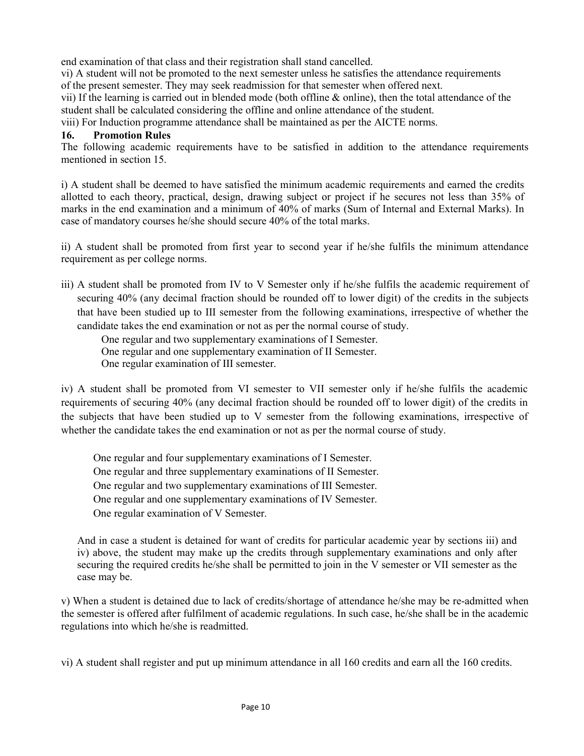end examination of that class and their registration shall stand cancelled.

vi) A student will not be promoted to the next semester unless he satisfies the attendance requirements of the present semester. They may seek readmission for that semester when offered next.

vii) If the learning is carried out in blended mode (both offline & online), then the total attendance of the student shall be calculated considering the offline and online attendance of the student.

viii) For Induction programme attendance shall be maintained as per the AICTE norms.

## 16. Promotion Rules

The following academic requirements have to be satisfied in addition to the attendance requirements mentioned in section 15.

i) A student shall be deemed to have satisfied the minimum academic requirements and earned the credits allotted to each theory, practical, design, drawing subject or project if he secures not less than 35% of marks in the end examination and a minimum of 40% of marks (Sum of Internal and External Marks). In case of mandatory courses he/she should secure 40% of the total marks.

ii) A student shall be promoted from first year to second year if he/she fulfils the minimum attendance requirement as per college norms.

iii) A student shall be promoted from IV to V Semester only if he/she fulfils the academic requirement of securing 40% (any decimal fraction should be rounded off to lower digit) of the credits in the subjects that have been studied up to III semester from the following examinations, irrespective of whether the candidate takes the end examination or not as per the normal course of study.

One regular and two supplementary examinations of I Semester.
One regular and one supplementary examination of II Semester.
One regular examination of III semester.

iv) A student shall be promoted from VI semester to VII semester only if he/she fulfils the academic requirements of securing 40% (any decimal fraction should be rounded off to lower digit) of the credits in the subjects that have been studied up to V semester from the following examinations, irrespective of whether the candidate takes the end examination or not as per the normal course of study.

One regular and four supplementary examinations of I Semester.
One regular and three supplementary examinations of II Semester.
One regular and two supplementary examinations of III Semester.
One regular and one supplementary examinations of IV Semester.
One regular examination of V Semester.

And in case a student is detained for want of credits for particular academic year by sections iii) and iv) above, the student may make up the credits through supplementary examinations and only after securing the required credits he/she shall be permitted to join in the V semester or VII semester as the case may be.

v) When a student is detained due to lack of credits/shortage of attendance he/she may be re-admitted when the semester is offered after fulfilment of academic regulations. In such case, he/she shall be in the academic regulations into which he/she is readmitted.

vi) A student shall register and put up minimum attendance in all 160 credits and earn all the 160 credits.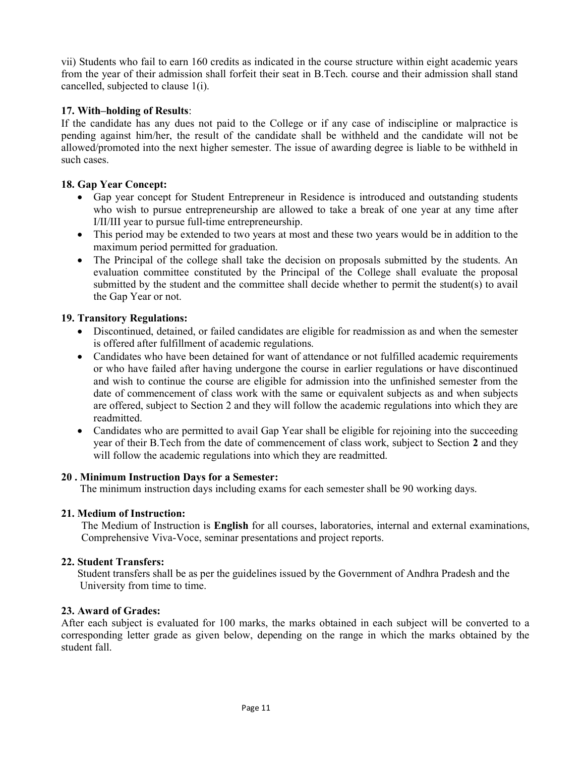vii) Students who fail to earn 160 credits as indicated in the course structure within eight academic years from the year of their admission shall forfeit their seat in B.Tech. course and their admission shall stand cancelled, subjected to clause 1(i).

**17. With–holding of Results**:

If the candidate has any dues not paid to the College or if any case of indiscipline or malpractice is pending against him/her, the result of the candidate shall be withheld and the candidate will not be allowed/promoted into the next higher semester. The issue of awarding degree is liable to be withheld in such cases.

**18. Gap Year Concept:**

- Gap year concept for Student Entrepreneur in Residence is introduced and outstanding students who wish to pursue entrepreneurship are allowed to take a break of one year at any time after I/II/III year to pursue full-time entrepreneurship.
- This period may be extended to two years at most and these two years would be in addition to the maximum period permitted for graduation.
- The Principal of the college shall take the decision on proposals submitted by the students. An evaluation committee constituted by the Principal of the College shall evaluate the proposal submitted by the student and the committee shall decide whether to permit the student(s) to avail the Gap Year or not.

**19. Transitory Regulations:**

- Discontinued, detained, or failed candidates are eligible for readmission as and when the semester is offered after fulfillment of academic regulations.
- Candidates who have been detained for want of attendance or not fulfilled academic requirements or who have failed after having undergone the course in earlier regulations or have discontinued and wish to continue the course are eligible for admission into the unfinished semester from the date of commencement of class work with the same or equivalent subjects as and when subjects are offered, subject to Section 2 and they will follow the academic regulations into which they are readmitted.
- Candidates who are permitted to avail Gap Year shall be eligible for rejoining into the succeeding year of their B.Tech from the date of commencement of class work, subject to Section **2** and they will follow the academic regulations into which they are readmitted.

**20 . Minimum Instruction Days for a Semester:**

The minimum instruction days including exams for each semester shall be 90 working days.

**21. Medium of Instruction:**

The Medium of Instruction is **English** for all courses, laboratories, internal and external examinations, Comprehensive Viva-Voce, seminar presentations and project reports.

**22. Student Transfers:**

Student transfers shall be as per the guidelines issued by the Government of Andhra Pradesh and the University from time to time.

**23. Award of Grades:**

After each subject is evaluated for 100 marks, the marks obtained in each subject will be converted to a corresponding letter grade as given below, depending on the range in which the marks obtained by the student fall.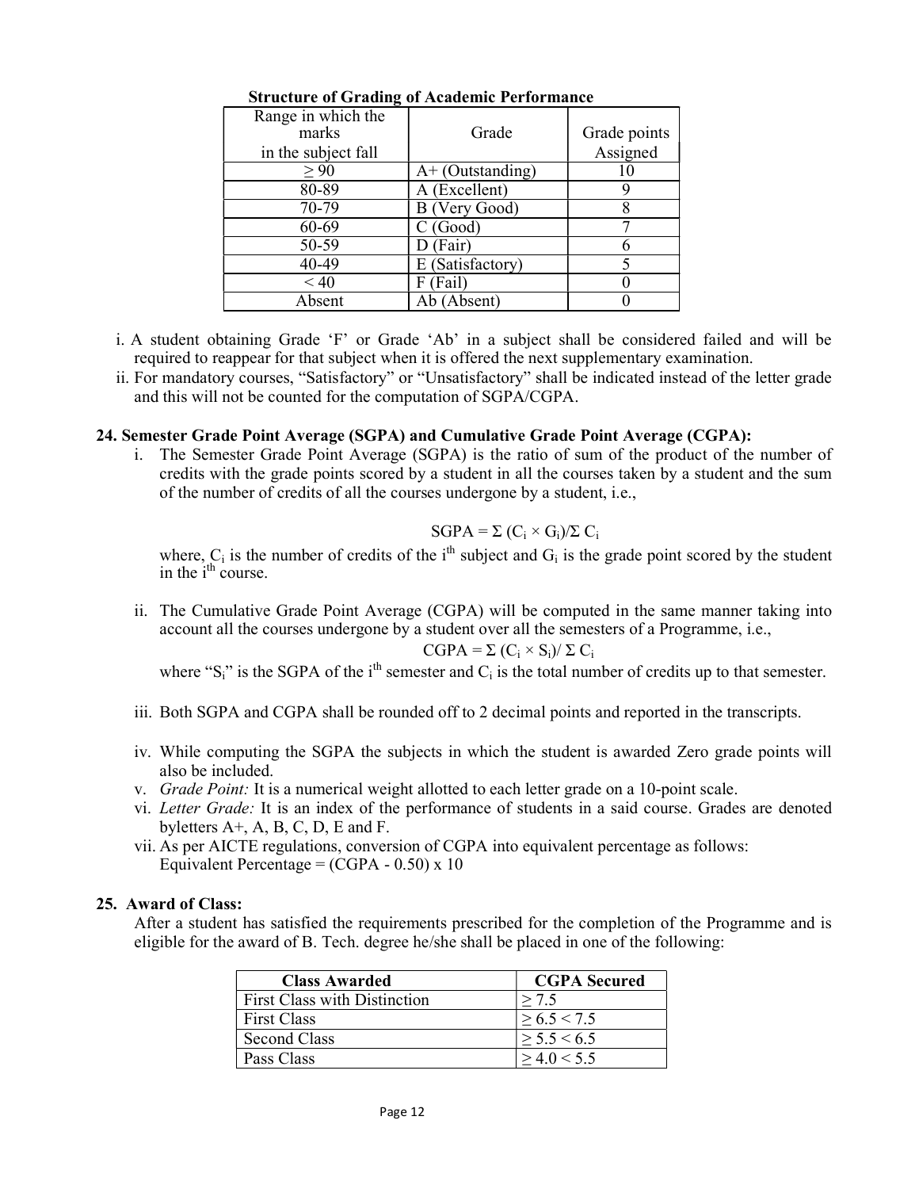**Structure of Grading of Academic Performance**

| Range in which the marks in the subject fall | Grade | Grade points Assigned |
|---|---|---|
| ≥ 90 | A+ (Outstanding) | 10 |
| 80-89 | A (Excellent) | 9 |
| 70-79 | B (Very Good) | 8 |
| 60-69 | C (Good) | 7 |
| 50-59 | D (Fair) | 6 |
| 40-49 | E (Satisfactory) | 5 |
| < 40 | F (Fail) | 0 |
| Absent | Ab (Absent) | 0 |

i. A student obtaining Grade 'F' or Grade 'Ab' in a subject shall be considered failed and will be required to reappear for that subject when it is offered the next supplementary examination.

ii. For mandatory courses, "Satisfactory" or "Unsatisfactory" shall be indicated instead of the letter grade and this will not be counted for the computation of SGPA/CGPA.

### 24. Semester Grade Point Average (SGPA) and Cumulative Grade Point Average (CGPA):

i. The Semester Grade Point Average (SGPA) is the ratio of sum of the product of the number of credits with the grade points scored by a student in all the courses taken by a student and the sum of the number of credits of all the courses undergone by a student, i.e.,

$$SGPA = \Sigma (C_i \times G_i)/\Sigma C_i$$

where, $C_i$ is the number of credits of the $i^{th}$ subject and $G_i$ is the grade point scored by the student in the $i^{th}$ course.

ii. The Cumulative Grade Point Average (CGPA) will be computed in the same manner taking into account all the courses undergone by a student over all the semesters of a Programme, i.e.,

$$CGPA = \Sigma (C_i \times S_i)/ \Sigma C_i$$

where "$S_i$" is the SGPA of the $i^{th}$ semester and $C_i$ is the total number of credits up to that semester.

iii. Both SGPA and CGPA shall be rounded off to 2 decimal points and reported in the transcripts.

iv. While computing the SGPA the subjects in which the student is awarded Zero grade points will also be included.

v. *Grade Point:* It is a numerical weight allotted to each letter grade on a 10-point scale.

vi. *Letter Grade:* It is an index of the performance of students in a said course. Grades are denoted byletters A+, A, B, C, D, E and F.

vii. As per AICTE regulations, conversion of CGPA into equivalent percentage as follows:
Equivalent Percentage = (CGPA - 0.50) x 10

### 25. Award of Class:

After a student has satisfied the requirements prescribed for the completion of the Programme and is eligible for the award of B. Tech. degree he/she shall be placed in one of the following:

| Class Awarded | CGPA Secured |
|---|---|
| First Class with Distinction | ≥ 7.5 |
| First Class | ≥ 6.5 < 7.5 |
| Second Class | ≥ 5.5 < 6.5 |
| Pass Class | ≥ 4.0 < 5.5 |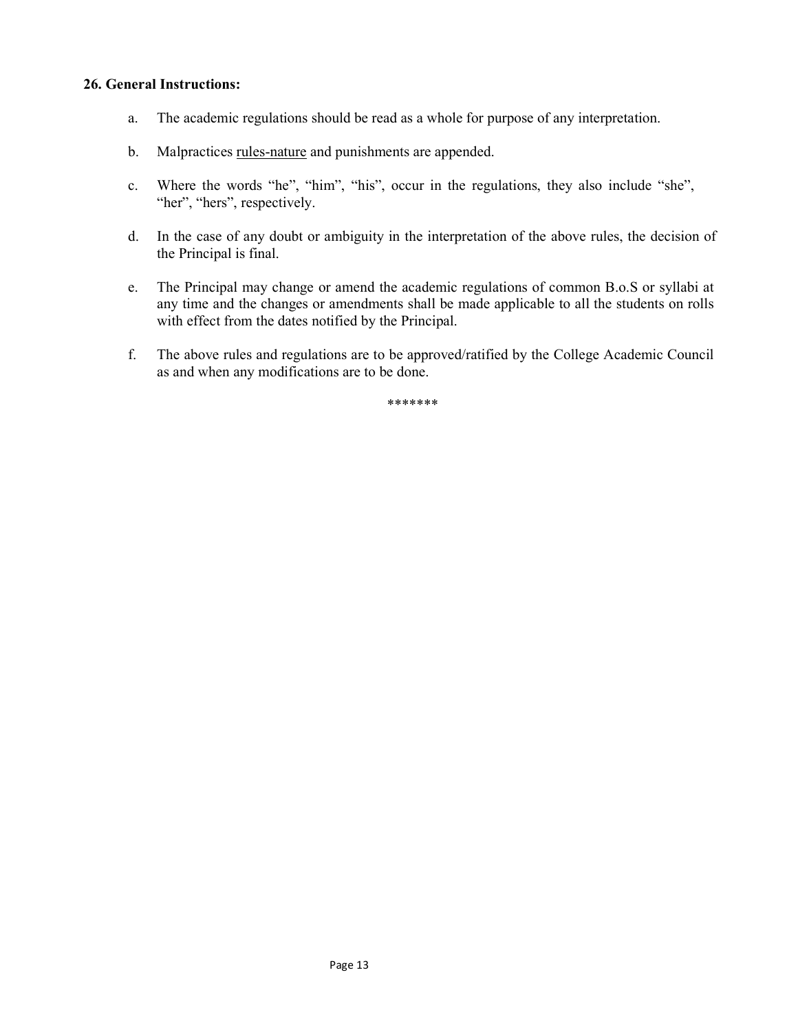**26. General Instructions:**

a. The academic regulations should be read as a whole for purpose of any interpretation.

b. Malpractices rules-nature and punishments are appended.

c. Where the words “he”, “him”, “his”, occur in the regulations, they also include “she”, “her”, “hers”, respectively.

d. In the case of any doubt or ambiguity in the interpretation of the above rules, the decision of the Principal is final.

e. The Principal may change or amend the academic regulations of common B.o.S or syllabi at any time and the changes or amendments shall be made applicable to all the students on rolls with effect from the dates notified by the Principal.

f. The above rules and regulations are to be approved/ratified by the College Academic Council as and when any modifications are to be done.

*******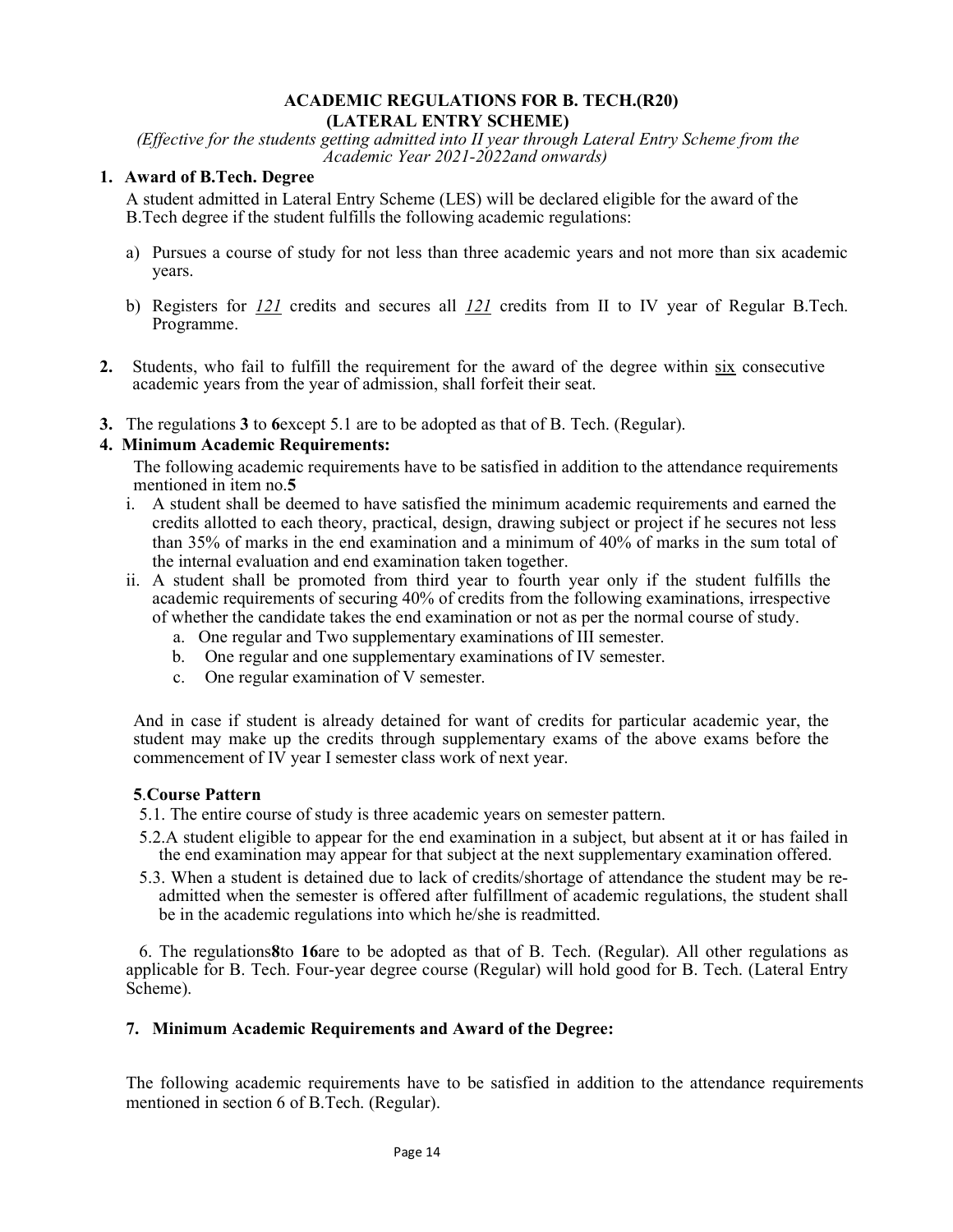# ACADEMIC REGULATIONS FOR B. TECH.(R20) (LATERAL ENTRY SCHEME)

*(Effective for the students getting admitted into II year through Lateral Entry Scheme from the Academic Year 2021-2022and onwards)*

**1. Award of B.Tech. Degree**

A student admitted in Lateral Entry Scheme (LES) will be declared eligible for the award of the B.Tech degree if the student fulfills the following academic regulations:

a) Pursues a course of study for not less than three academic years and not more than six academic years.

b) Registers for *121* credits and secures all *121* credits from II to IV year of Regular B.Tech. Programme.

**2.** Students, who fail to fulfill the requirement for the award of the degree within six consecutive academic years from the year of admission, shall forfeit their seat.

**3.** The regulations **3** to **6**except 5.1 are to be adopted as that of B. Tech. (Regular).

**4. Minimum Academic Requirements:**

The following academic requirements have to be satisfied in addition to the attendance requirements mentioned in item no.**5**

i. A student shall be deemed to have satisfied the minimum academic requirements and earned the credits allotted to each theory, practical, design, drawing subject or project if he secures not less than 35% of marks in the end examination and a minimum of 40% of marks in the sum total of the internal evaluation and end examination taken together.

ii. A student shall be promoted from third year to fourth year only if the student fulfills the academic requirements of securing 40% of credits from the following examinations, irrespective of whether the candidate takes the end examination or not as per the normal course of study.

   a. One regular and Two supplementary examinations of III semester.
   b. One regular and one supplementary examinations of IV semester.
   c. One regular examination of V semester.

And in case if student is already detained for want of credits for particular academic year, the student may make up the credits through supplementary exams of the above exams before the commencement of IV year I semester class work of next year.

**5**.**Course Pattern**

5.1. The entire course of study is three academic years on semester pattern.

5.2.A student eligible to appear for the end examination in a subject, but absent at it or has failed in the end examination may appear for that subject at the next supplementary examination offered.

5.3. When a student is detained due to lack of credits/shortage of attendance the student may be re-admitted when the semester is offered after fulfillment of academic regulations, the student shall be in the academic regulations into which he/she is readmitted.

6. The regulations**8**to **16**are to be adopted as that of B. Tech. (Regular). All other regulations as applicable for B. Tech. Four-year degree course (Regular) will hold good for B. Tech. (Lateral Entry Scheme).

**7. Minimum Academic Requirements and Award of the Degree:**

The following academic requirements have to be satisfied in addition to the attendance requirements mentioned in section 6 of B.Tech. (Regular).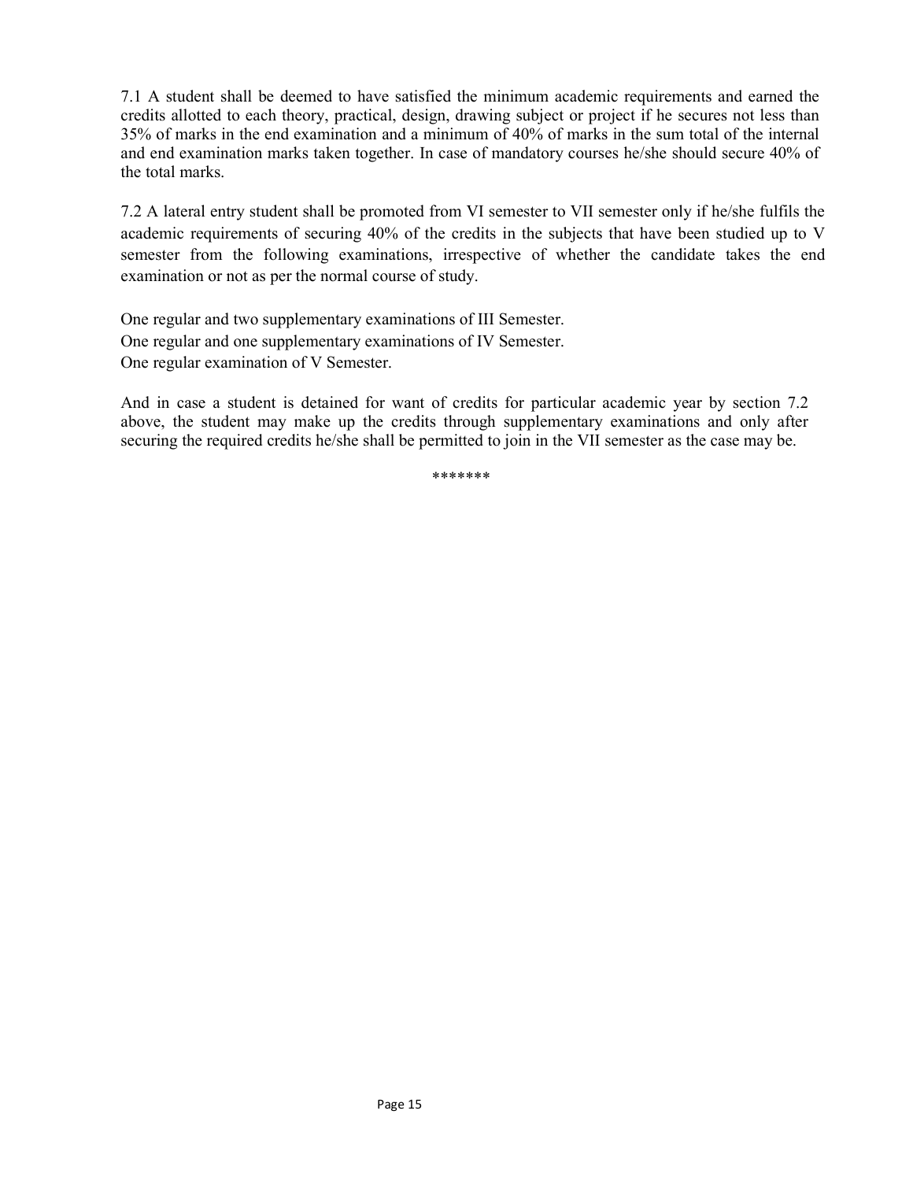7.1 A student shall be deemed to have satisfied the minimum academic requirements and earned the credits allotted to each theory, practical, design, drawing subject or project if he secures not less than 35% of marks in the end examination and a minimum of 40% of marks in the sum total of the internal and end examination marks taken together. In case of mandatory courses he/she should secure 40% of the total marks.

7.2 A lateral entry student shall be promoted from VI semester to VII semester only if he/she fulfils the academic requirements of securing 40% of the credits in the subjects that have been studied up to V semester from the following examinations, irrespective of whether the candidate takes the end examination or not as per the normal course of study.

One regular and two supplementary examinations of III Semester.
One regular and one supplementary examinations of IV Semester.
One regular examination of V Semester.

And in case a student is detained for want of credits for particular academic year by section 7.2 above, the student may make up the credits through supplementary examinations and only after securing the required credits he/she shall be permitted to join in the VII semester as the case may be.

*******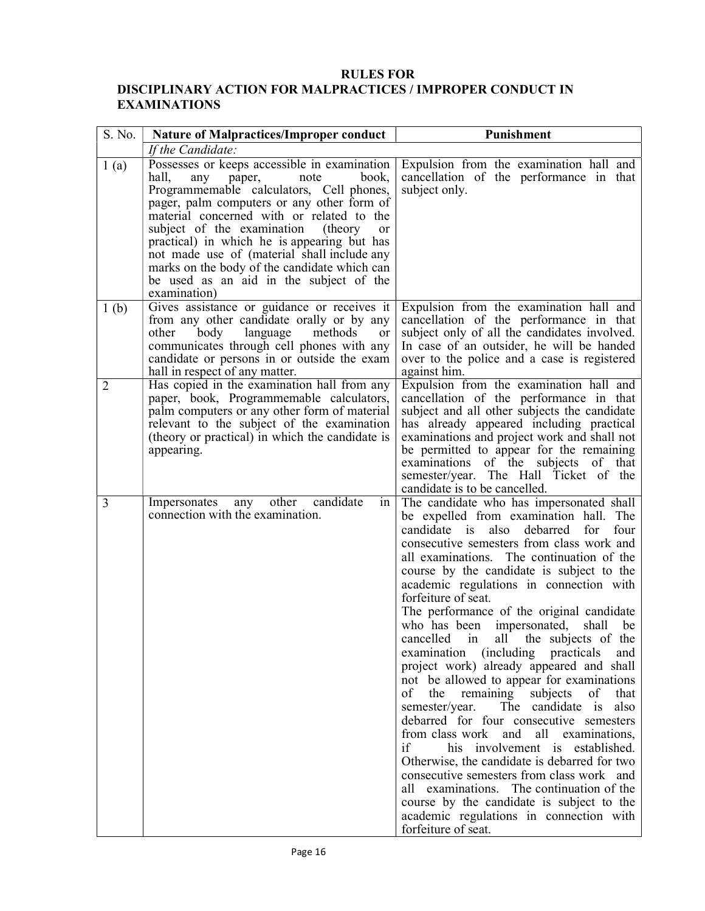# RULES FOR
# DISCIPLINARY ACTION FOR MALPRACTICES / IMPROPER CONDUCT IN EXAMINATIONS

| S. No. | Nature of Malpractices/Improper conduct | Punishment |
|---|---|---|
| | *If the Candidate:* | |
| 1 (a) | Possesses or keeps accessible in examination hall, any paper, note book, Programmemable calculators, Cell phones, pager, palm computers or any other form of material concerned with or related to the subject of the examination (theory or practical) in which he is appearing but has not made use of (material shall include any marks on the body of the candidate which can be used as an aid in the subject of the examination) | Expulsion from the examination hall and cancellation of the performance in that subject only. |
| 1 (b) | Gives assistance or guidance or receives it from any other candidate orally or by any other body language methods or communicates through cell phones with any candidate or persons in or outside the exam hall in respect of any matter. | Expulsion from the examination hall and cancellation of the performance in that subject only of all the candidates involved. In case of an outsider, he will be handed over to the police and a case is registered against him. |
| 2 | Has copied in the examination hall from any paper, book, Programmemable calculators, palm computers or any other form of material relevant to the subject of the examination (theory or practical) in which the candidate is appearing. | Expulsion from the examination hall and cancellation of the performance in that subject and all other subjects the candidate has already appeared including practical examinations and project work and shall not be permitted to appear for the remaining examinations of the subjects of that semester/year. The Hall Ticket of the candidate is to be cancelled. |
| 3 | Impersonates any other candidate in connection with the examination. | The candidate who has impersonated shall be expelled from examination hall. The candidate is also debarred for four consecutive semesters from class work and all examinations. The continuation of the course by the candidate is subject to the academic regulations in connection with forfeiture of seat.<br>The performance of the original candidate who has been impersonated, shall be cancelled in all the subjects of the examination (including practicals and project work) already appeared and shall not be allowed to appear for examinations of the remaining subjects of that semester/year. The candidate is also debarred for four consecutive semesters from class work and all examinations, if his involvement is established. Otherwise, the candidate is debarred for two consecutive semesters from class work and all examinations. The continuation of the course by the candidate is subject to the academic regulations in connection with forfeiture of seat. |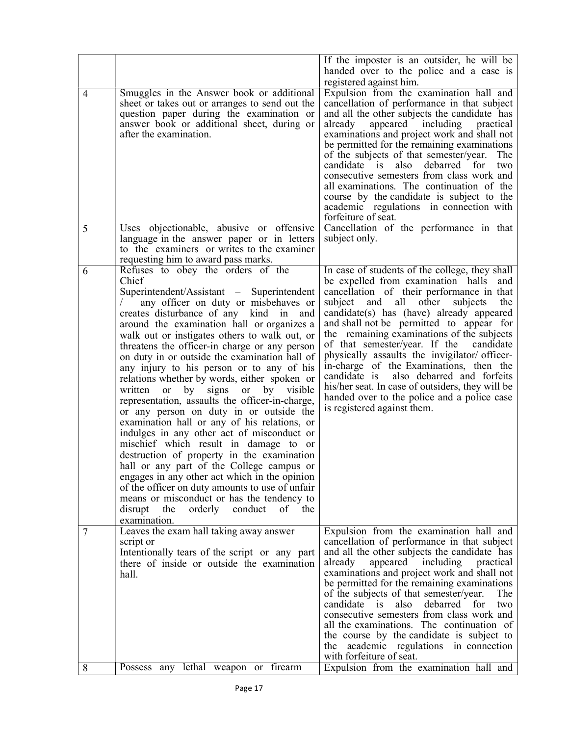| | | |
|---|---|---|
| | | If the imposter is an outsider, he will be handed over to the police and a case is registered against him. |
| 4 | Smuggles in the Answer book or additional sheet or takes out or arranges to send out the question paper during the examination or answer book or additional sheet, during or after the examination. | Expulsion from the examination hall and cancellation of performance in that subject and all the other subjects the candidate has already appeared including practical examinations and project work and shall not be permitted for the remaining examinations of the subjects of that semester/year. The candidate is also debarred for two consecutive semesters from class work and all examinations. The continuation of the course by the candidate is subject to the academic regulations in connection with forfeiture of seat. |
| 5 | Uses objectionable, abusive or offensive language in the answer paper or in letters to the examiners or writes to the examiner requesting him to award pass marks. | Cancellation of the performance in that subject only. |
| 6 | Refuses to obey the orders of the Chief Superintendent/Assistant – Superintendent / any officer on duty or misbehaves or creates disturbance of any kind in and around the examination hall or organizes a walk out or instigates others to walk out, or threatens the officer-in charge or any person on duty in or outside the examination hall of any injury to his person or to any of his relations whether by words, either spoken or written or by signs or by visible representation, assaults the officer-in-charge, or any person on duty in or outside the examination hall or any of his relations, or indulges in any other act of misconduct or mischief which result in damage to or destruction of property in the examination hall or any part of the College campus or engages in any other act which in the opinion of the officer on duty amounts to use of unfair means or misconduct or has the tendency to disrupt the orderly conduct of the examination. | In case of students of the college, they shall be expelled from examination halls and cancellation of their performance in that subject and all other subjects the candidate(s) has (have) already appeared and shall not be permitted to appear for the remaining examinations of the subjects of that semester/year. If the candidate physically assaults the invigilator/ officer-in-charge of the Examinations, then the candidate is also debarred and forfeits his/her seat. In case of outsiders, they will be handed over to the police and a police case is registered against them. |
| 7 | Leaves the exam hall taking away answer script or Intentionally tears of the script or any part there of inside or outside the examination hall. | Expulsion from the examination hall and cancellation of performance in that subject and all the other subjects the candidate has already appeared including practical examinations and project work and shall not be permitted for the remaining examinations of the subjects of that semester/year. The candidate is also debarred for two consecutive semesters from class work and all the examinations. The continuation of the course by the candidate is subject to the academic regulations in connection with forfeiture of seat. |
| 8 | Possess any lethal weapon or firearm | Expulsion from the examination hall and |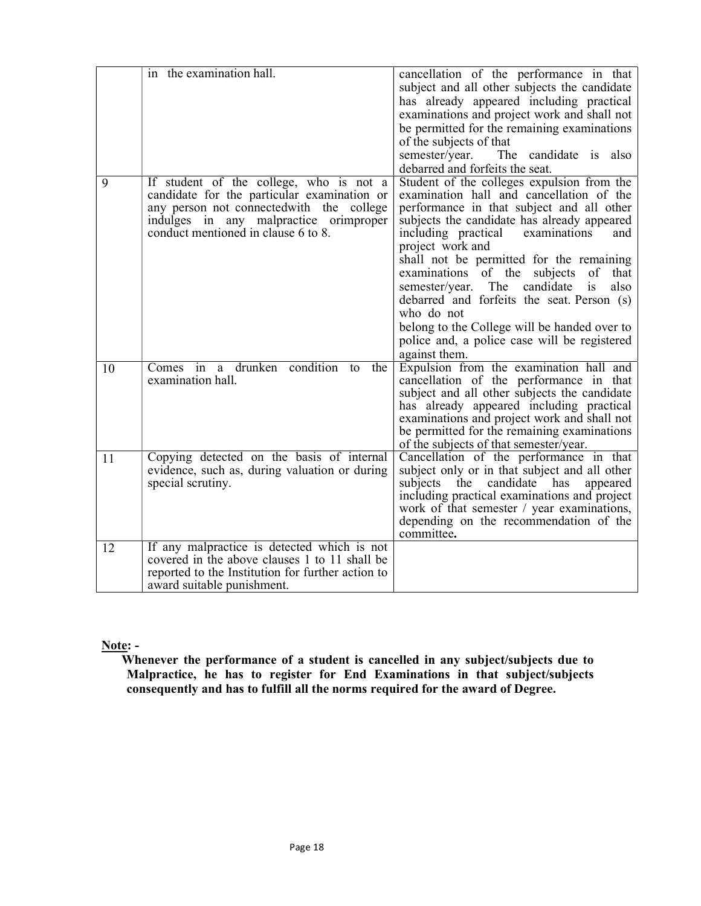| | | |
|---|---|---|
| | in the examination hall. | cancellation of the performance in that subject and all other subjects the candidate has already appeared including practical examinations and project work and shall not be permitted for the remaining examinations of the subjects of that semester/year. The candidate is also debarred and forfeits the seat. |
| 9 | If student of the college, who is not a candidate for the particular examination or any person not connectedwith the college indulges in any malpractice orimproper conduct mentioned in clause 6 to 8. | Student of the colleges expulsion from the examination hall and cancellation of the performance in that subject and all other subjects the candidate has already appeared including practical examinations and project work and shall not be permitted for the remaining examinations of the subjects of that semester/year. The candidate is also debarred and forfeits the seat. Person (s) who do not belong to the College will be handed over to police and, a police case will be registered against them. |
| 10 | Comes in a drunken condition to the examination hall. | Expulsion from the examination hall and cancellation of the performance in that subject and all other subjects the candidate has already appeared including practical examinations and project work and shall not be permitted for the remaining examinations of the subjects of that semester/year. |
| 11 | Copying detected on the basis of internal evidence, such as, during valuation or during special scrutiny. | Cancellation of the performance in that subject only or in that subject and all other subjects the candidate has appeared including practical examinations and project work of that semester / year examinations, depending on the recommendation of the committee**.** |
| 12 | If any malpractice is detected which is not covered in the above clauses 1 to 11 shall be reported to the Institution for further action to award suitable punishment. | |

**Note: -**

**Whenever the performance of a student is cancelled in any subject/subjects due to Malpractice, he has to register for End Examinations in that subject/subjects consequently and has to fulfill all the norms required for the award of Degree.**